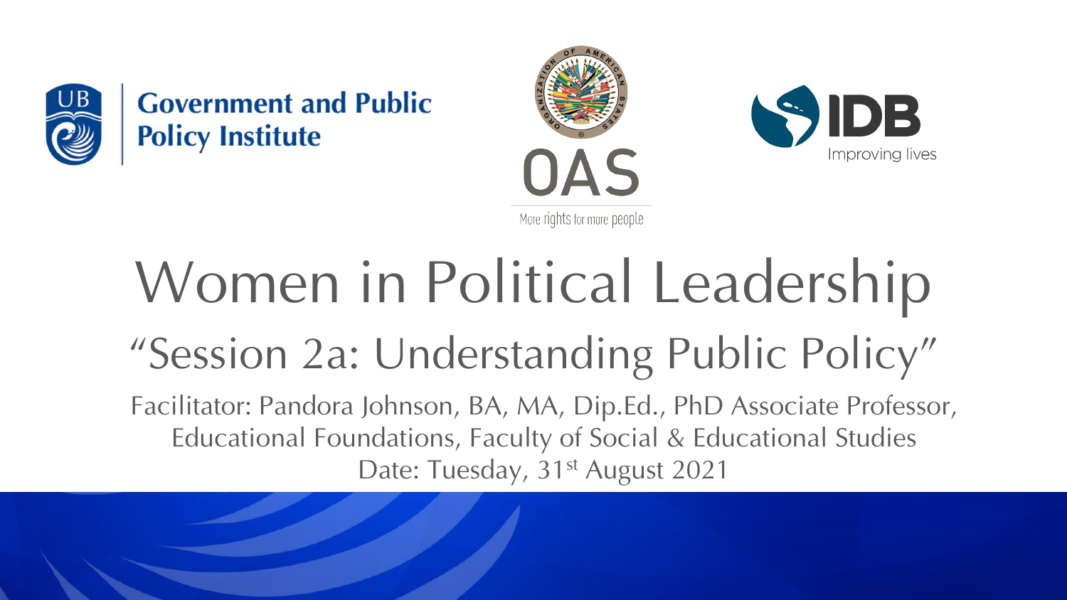Government and Public Policy Institute

OAS

More rights for more people

IDB

Improving lives

# Women in Political Leadership

## "Session 2a: Understanding Public Policy"

Facilitator: Pandora Johnson, BA, MA, Dip.Ed., PhD Associate Professor, Educational Foundations, Faculty of Social & Educational Studies

Date: Tuesday, 31st August 2021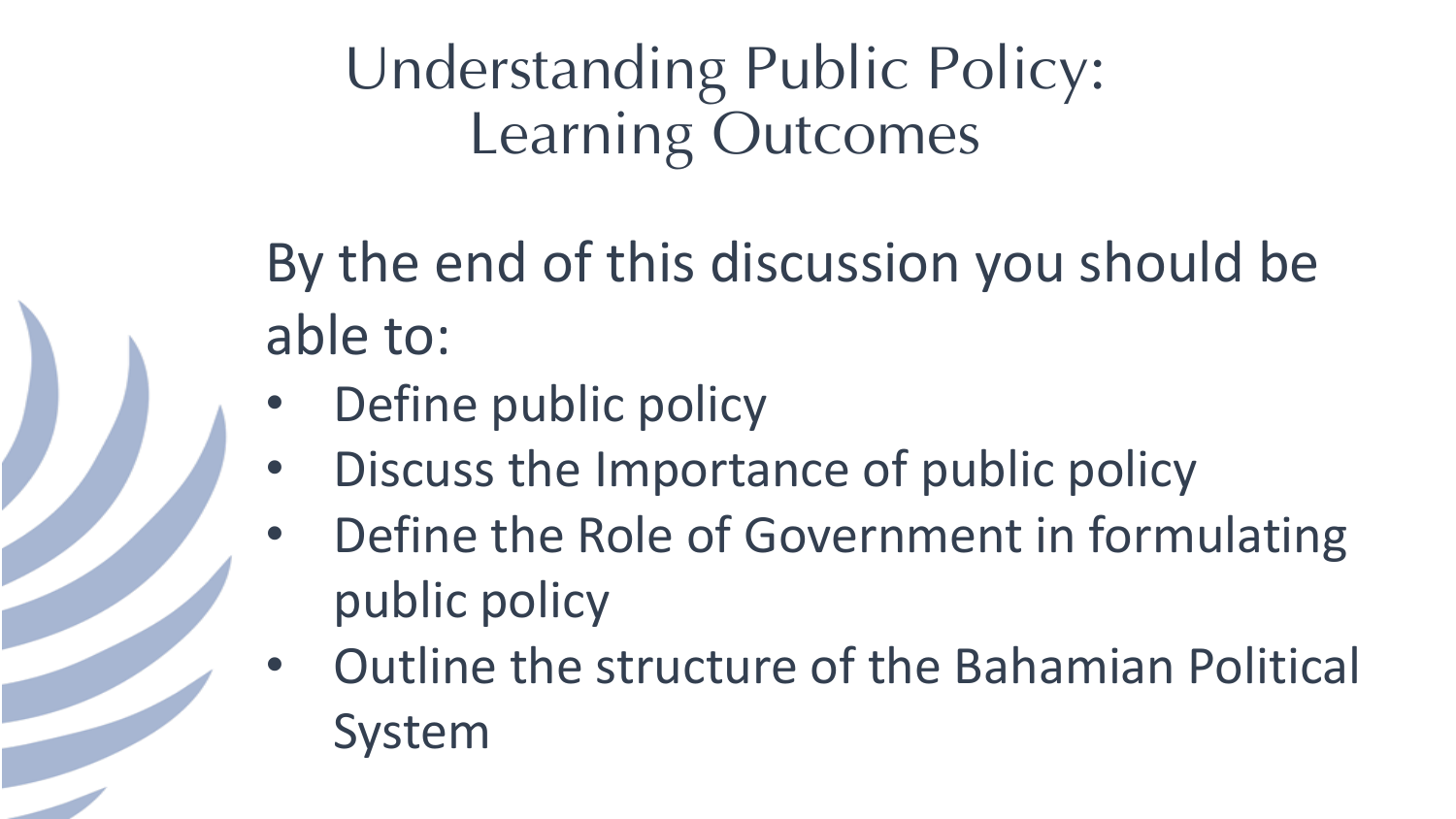# Understanding Public Policy: Learning Outcomes

By the end of this discussion you should be able to:

- Define public policy
- Discuss the Importance of public policy
- Define the Role of Government in formulating public policy
- Outline the structure of the Bahamian Political System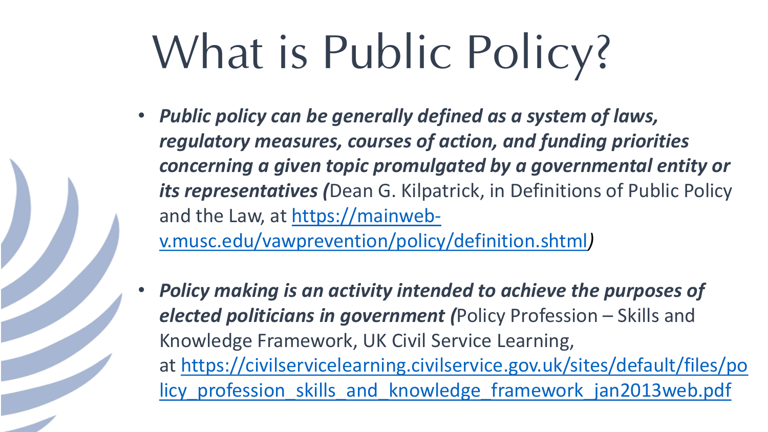# What is Public Policy?

- ***Public policy can be generally defined as a system of laws, regulatory measures, courses of action, and funding priorities concerning a given topic promulgated by a governmental entity or its representatives (***Dean G. Kilpatrick, in Definitions of Public Policy and the Law, at [https://mainweb-v.musc.edu/vawprevention/policy/definition.shtml](https://mainweb-v.musc.edu/vawprevention/policy/definition.shtml)*)*

- ***Policy making is an activity intended to achieve the purposes of elected politicians in government (***Policy Profession – Skills and Knowledge Framework, UK Civil Service Learning, at [https://civilservicelearning.civilservice.gov.uk/sites/default/files/policy_profession_skills_and_knowledge_framework_jan2013web.pdf](https://civilservicelearning.civilservice.gov.uk/sites/default/files/policy_profession_skills_and_knowledge_framework_jan2013web.pdf)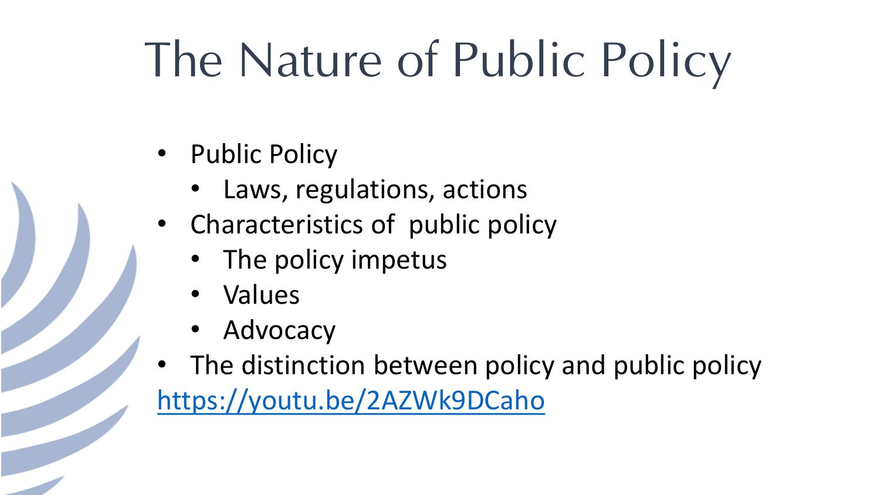# The Nature of Public Policy

- Public Policy
  - Laws, regulations, actions
- Characteristics of public policy
  - The policy impetus
  - Values
  - Advocacy
- The distinction between policy and public policy

https://youtu.be/2AZWk9DCaho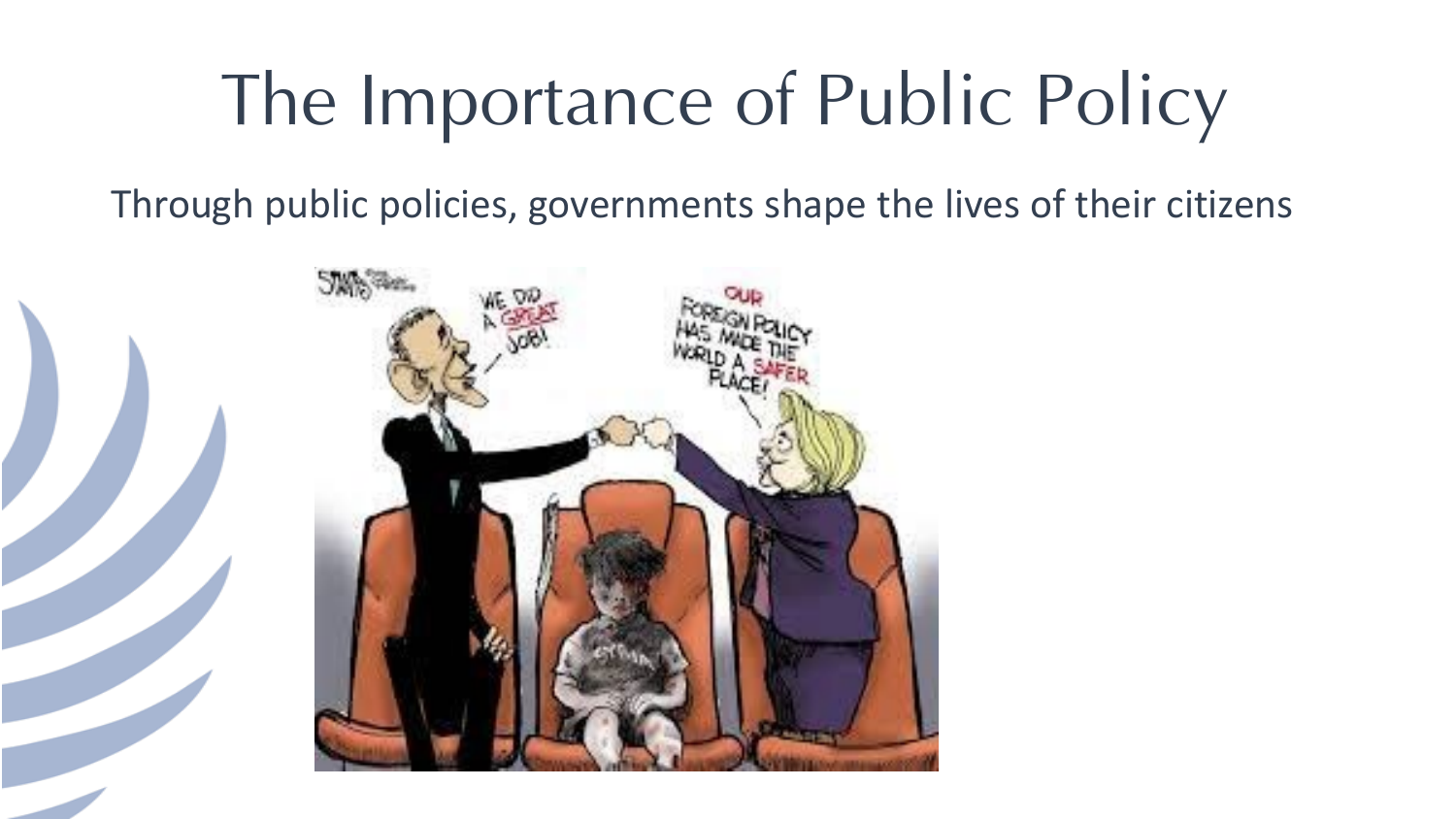# The Importance of Public Policy

Through public policies, governments shape the lives of their citizens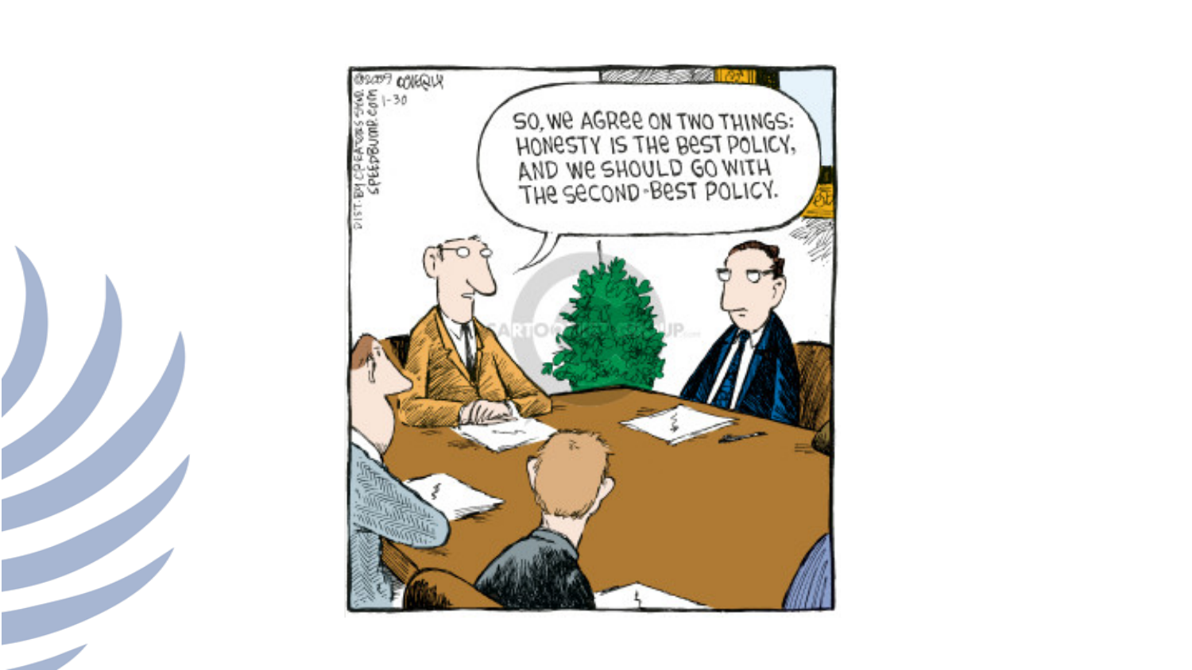SO, WE AGREE ON TWO THINGS: HONESTY IS THE BEST POLICY, AND WE SHOULD GO WITH THE SECOND-BEST POLICY.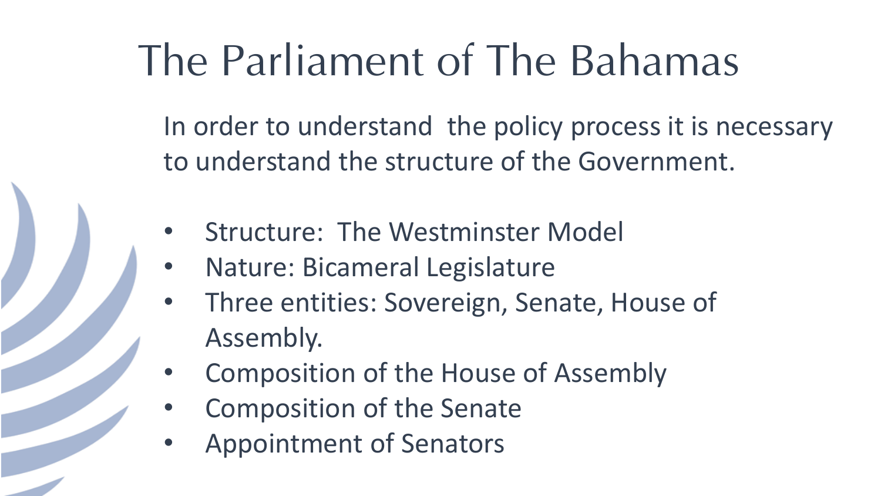# The Parliament of The Bahamas

In order to understand the policy process it is necessary to understand the structure of the Government.

- Structure: The Westminster Model
- Nature: Bicameral Legislature
- Three entities: Sovereign, Senate, House of Assembly.
- Composition of the House of Assembly
- Composition of the Senate
- Appointment of Senators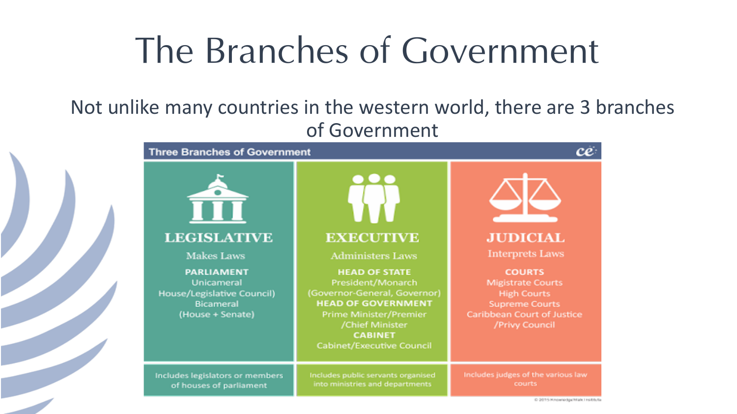# The Branches of Government

Not unlike many countries in the western world, there are 3 branches of Government

## Three Branches of Government

| LEGISLATIVE | EXECUTIVE | JUDICIAL |
|---|---|---|
| Makes Laws | Administers Laws | Interprets Laws |
| **PARLIAMENT**<br>Unicameral<br>House/Legislative Council)<br>Bicameral<br>(House + Senate) | **HEAD OF STATE**<br>President/Monarch<br>(Governor-General, Governor)<br>**HEAD OF GOVERNMENT**<br>Prime Minister/Premier<br>/Chief Minister<br>**CABINET**<br>Cabinet/Executive Council | **COURTS**<br>Migistrate Courts<br>High Courts<br>Supreme Courts<br>Caribbean Court of Justice<br>/Privy Council |
| Includes legislators or members of houses of parliament | Includes public servants organised into ministries and departments | Includes judges of the various law courts |

© 2015 Knowledge Walk Institute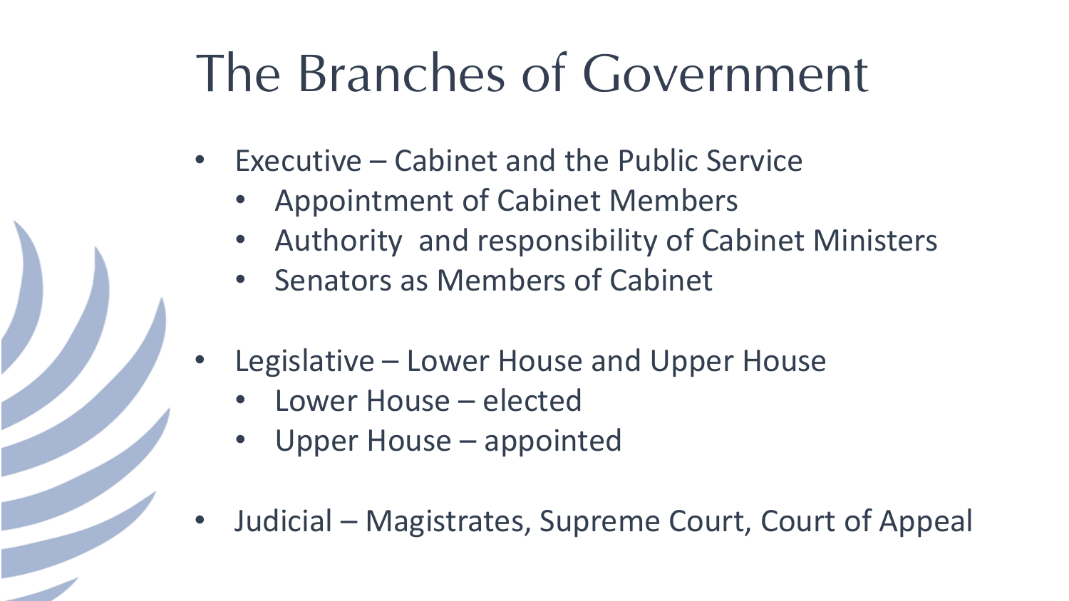# The Branches of Government

- Executive – Cabinet and the Public Service
  - Appointment of Cabinet Members
  - Authority and responsibility of Cabinet Ministers
  - Senators as Members of Cabinet

- Legislative – Lower House and Upper House
  - Lower House – elected
  - Upper House – appointed

- Judicial – Magistrates, Supreme Court, Court of Appeal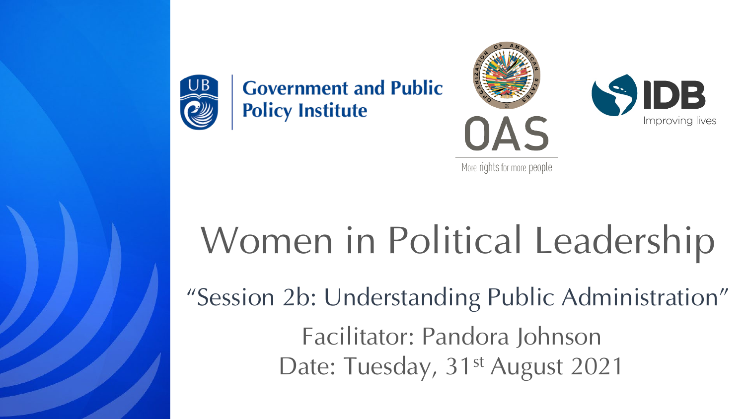Government and Public Policy Institute

OAS

More rights for more people

IDB

Improving lives

# Women in Political Leadership

“Session 2b: Understanding Public Administration”

Facilitator: Pandora Johnson

Date: Tuesday, 31st August 2021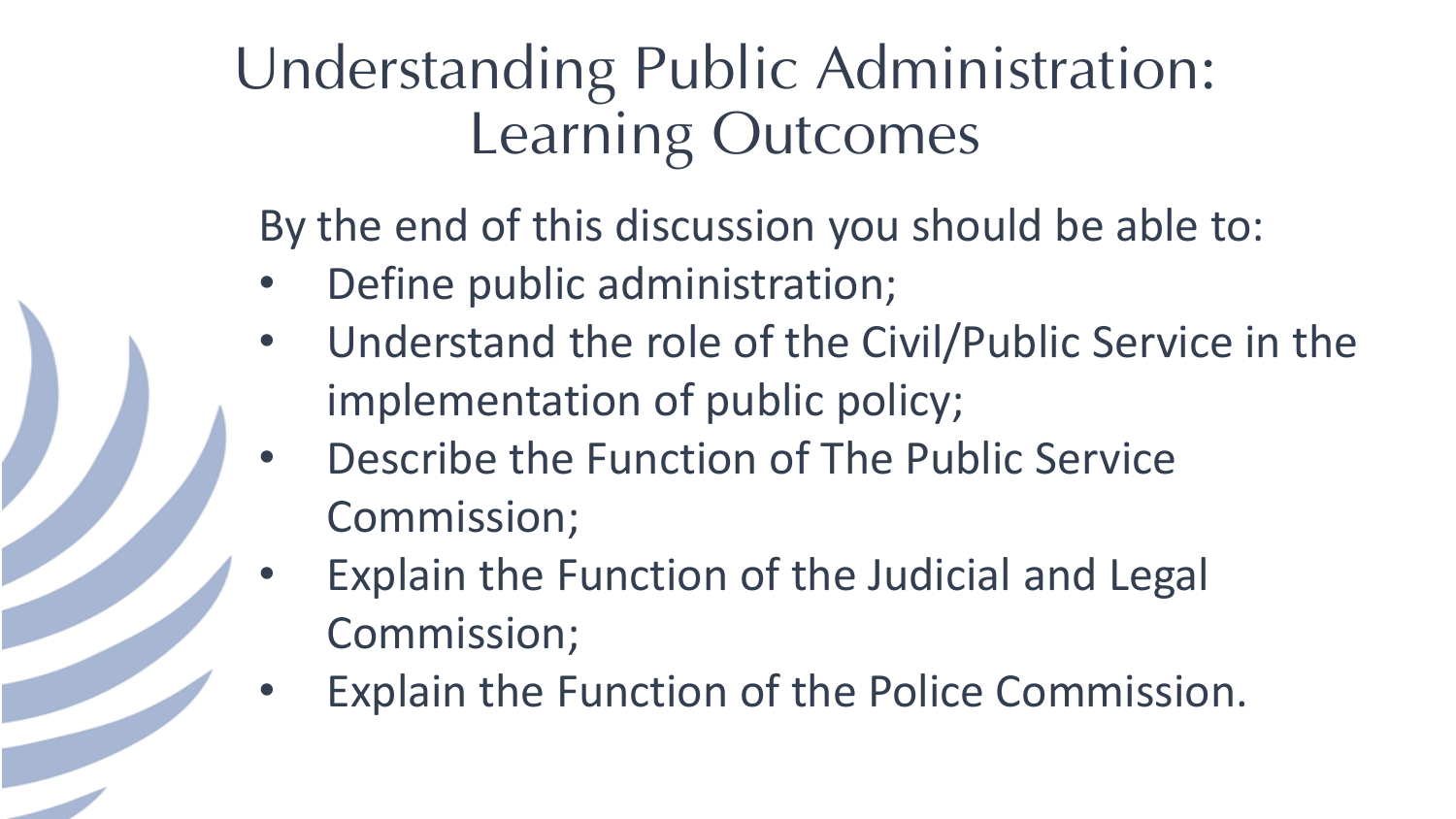# Understanding Public Administration: Learning Outcomes

By the end of this discussion you should be able to:

- Define public administration;
- Understand the role of the Civil/Public Service in the implementation of public policy;
- Describe the Function of The Public Service Commission;
- Explain the Function of the Judicial and Legal Commission;
- Explain the Function of the Police Commission.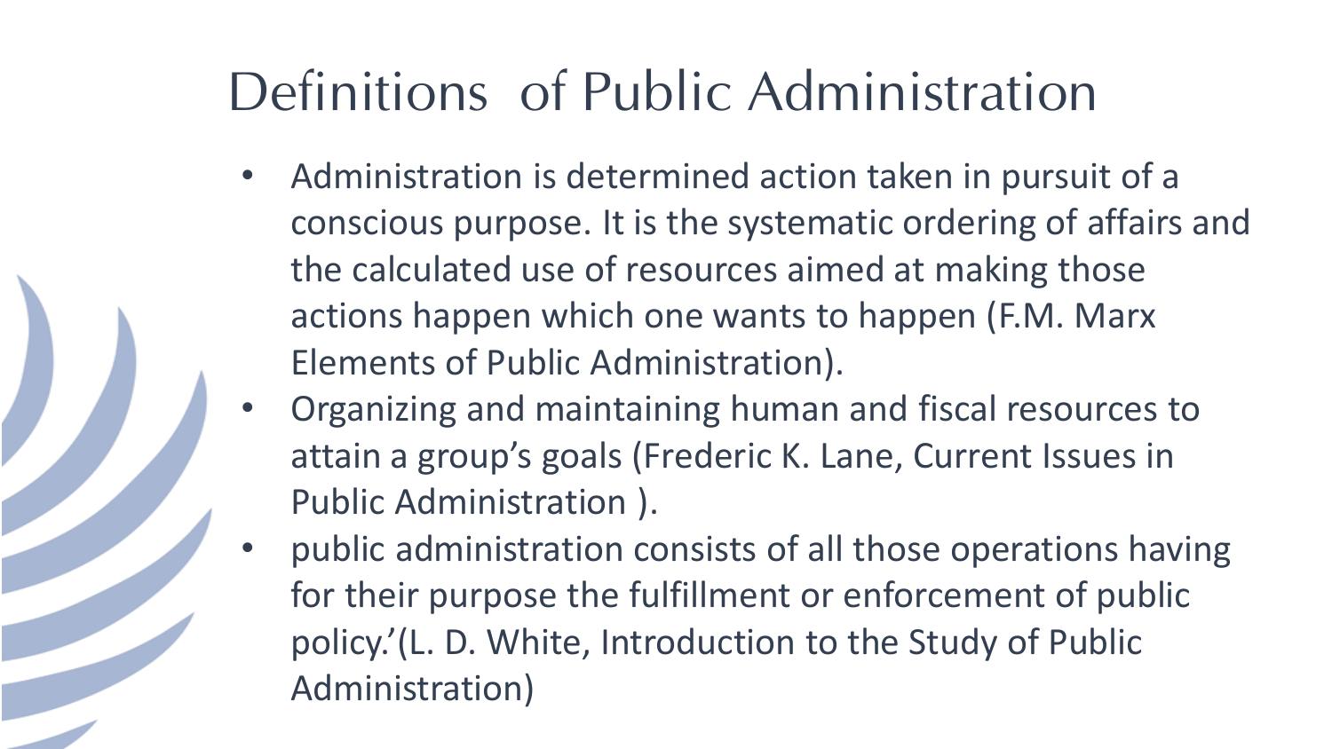# Definitions of Public Administration

- Administration is determined action taken in pursuit of a conscious purpose. It is the systematic ordering of affairs and the calculated use of resources aimed at making those actions happen which one wants to happen (F.M. Marx Elements of Public Administration).
- Organizing and maintaining human and fiscal resources to attain a group's goals (Frederic K. Lane, Current Issues in Public Administration ).
- public administration consists of all those operations having for their purpose the fulfillment or enforcement of public policy.'(L. D. White, Introduction to the Study of Public Administration)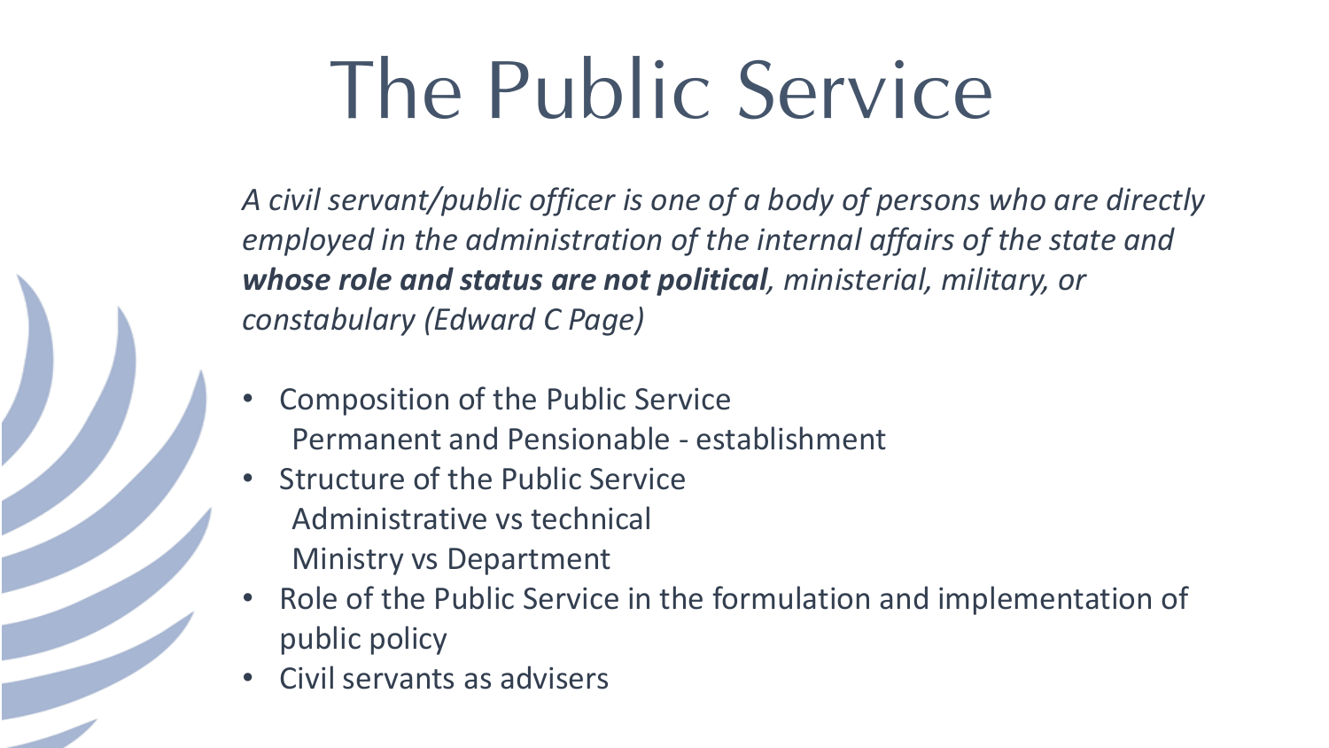# The Public Service

*A civil servant/public officer is one of a body of persons who are directly employed in the administration of the internal affairs of the state and **whose role and status are not political**, ministerial, military, or constabulary (Edward C Page)*

- Composition of the Public Service
  - Permanent and Pensionable - establishment
- Structure of the Public Service
  - Administrative vs technical
  - Ministry vs Department
- Role of the Public Service in the formulation and implementation of public policy
- Civil servants as advisers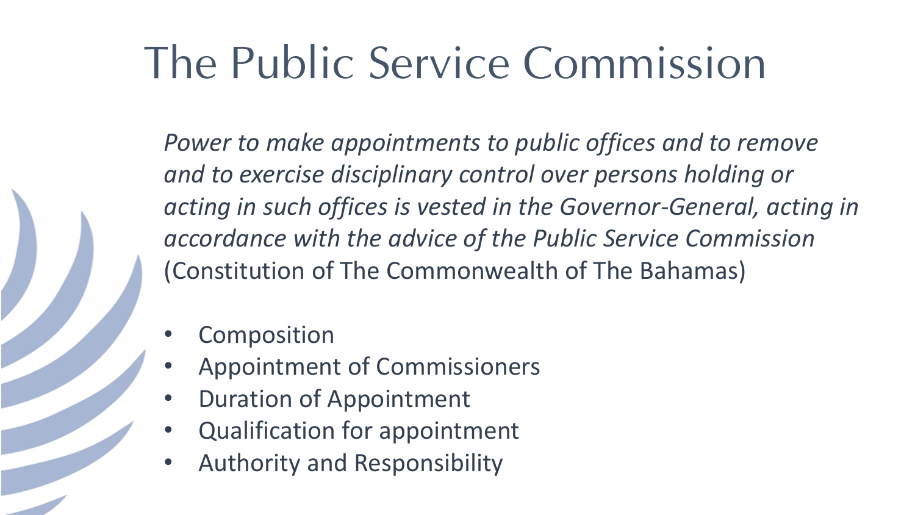# The Public Service Commission

*Power to make appointments to public offices and to remove and to exercise disciplinary control over persons holding or acting in such offices is vested in the Governor-General, acting in accordance with the advice of the Public Service Commission* (Constitution of The Commonwealth of The Bahamas)

- Composition
- Appointment of Commissioners
- Duration of Appointment
- Qualification for appointment
- Authority and Responsibility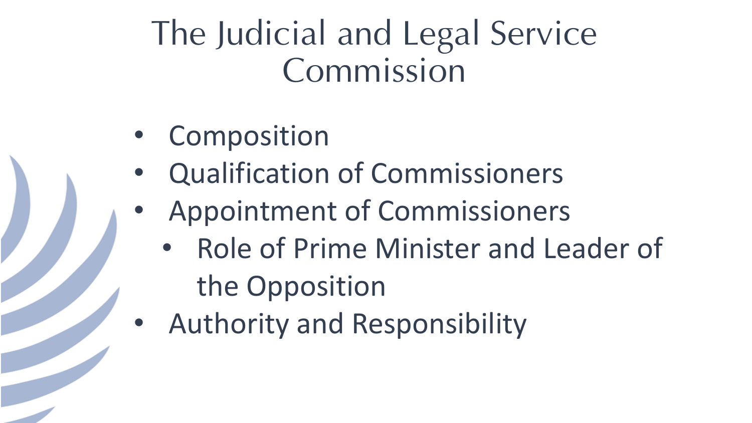# The Judicial and Legal Service Commission

- Composition
- Qualification of Commissioners
- Appointment of Commissioners
  - Role of Prime Minister and Leader of the Opposition
- Authority and Responsibility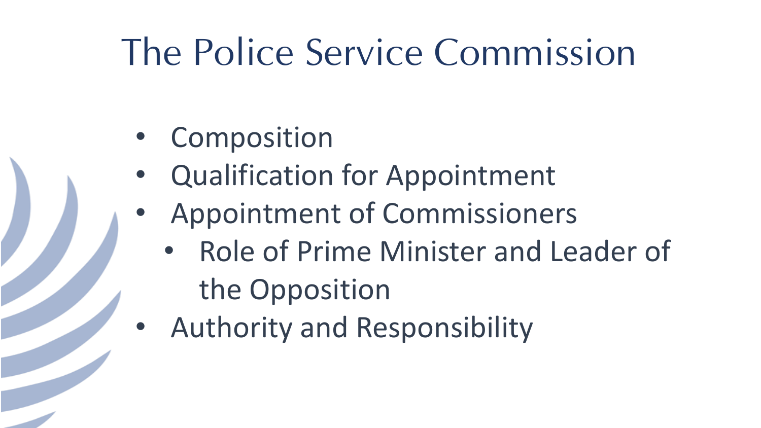# The Police Service Commission

- Composition
- Qualification for Appointment
- Appointment of Commissioners
  - Role of Prime Minister and Leader of the Opposition
- Authority and Responsibility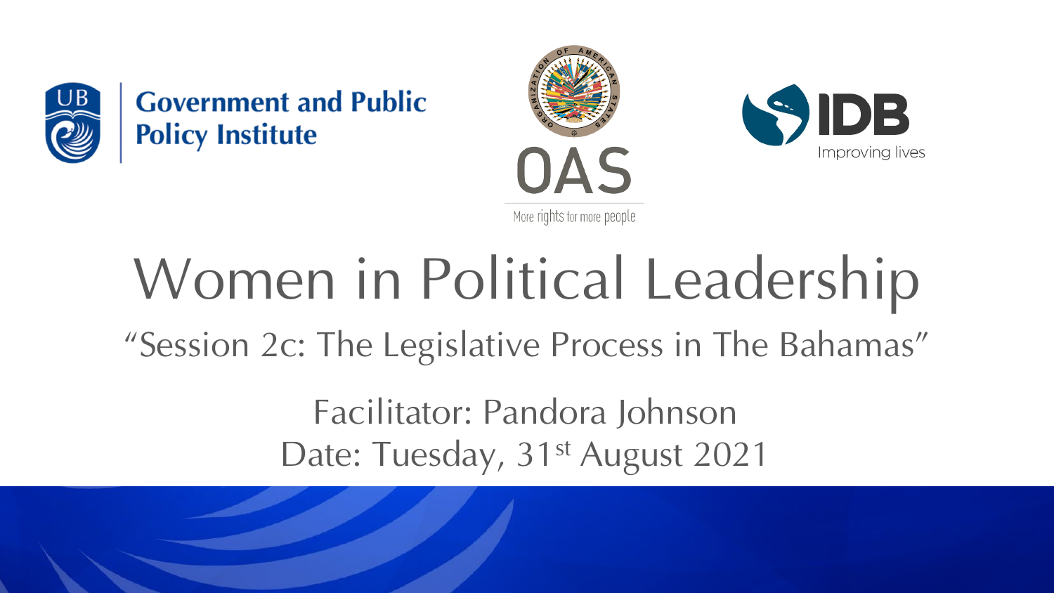Government and Public Policy Institute

OAS

More rights for more people

IDB

Improving lives

# Women in Political Leadership

"Session 2c: The Legislative Process in The Bahamas"

Facilitator: Pandora Johnson

Date: Tuesday, 31st August 2021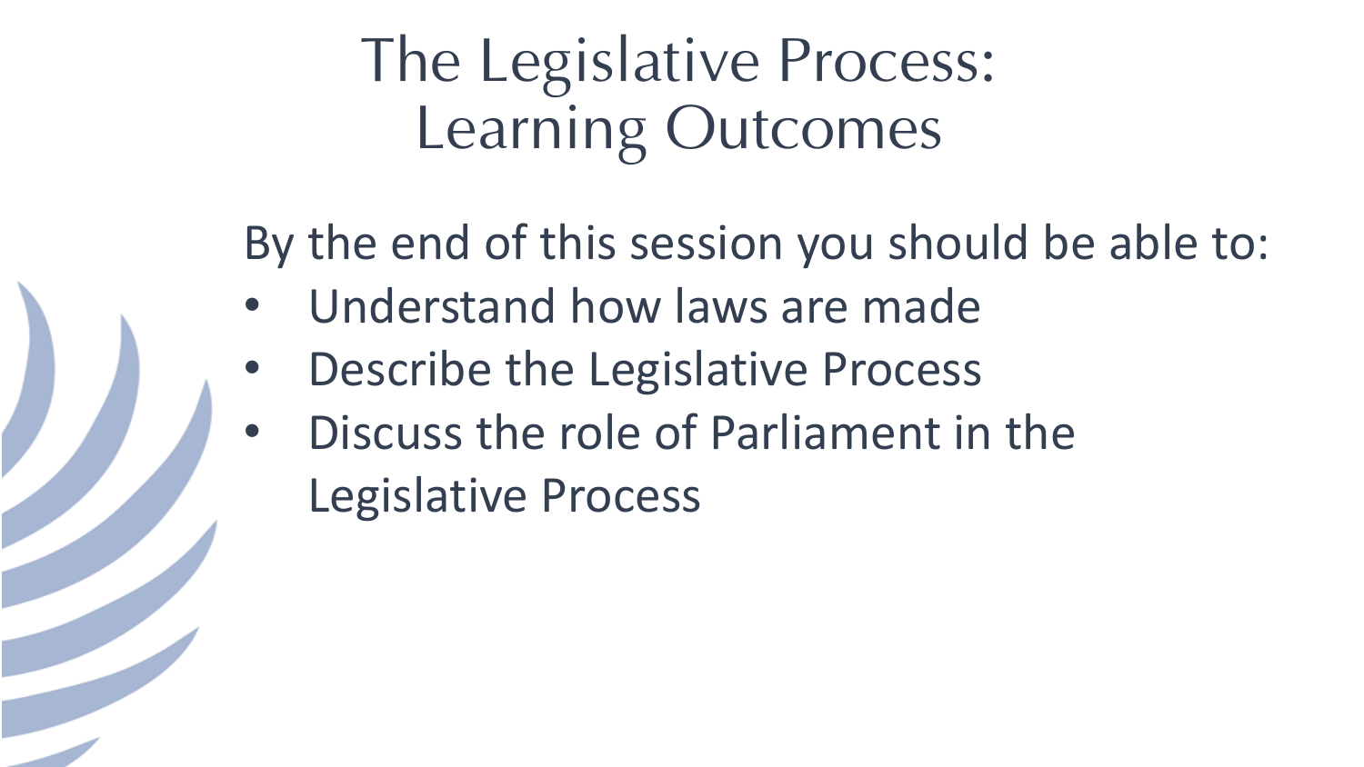# The Legislative Process: Learning Outcomes

By the end of this session you should be able to:

- Understand how laws are made
- Describe the Legislative Process
- Discuss the role of Parliament in the Legislative Process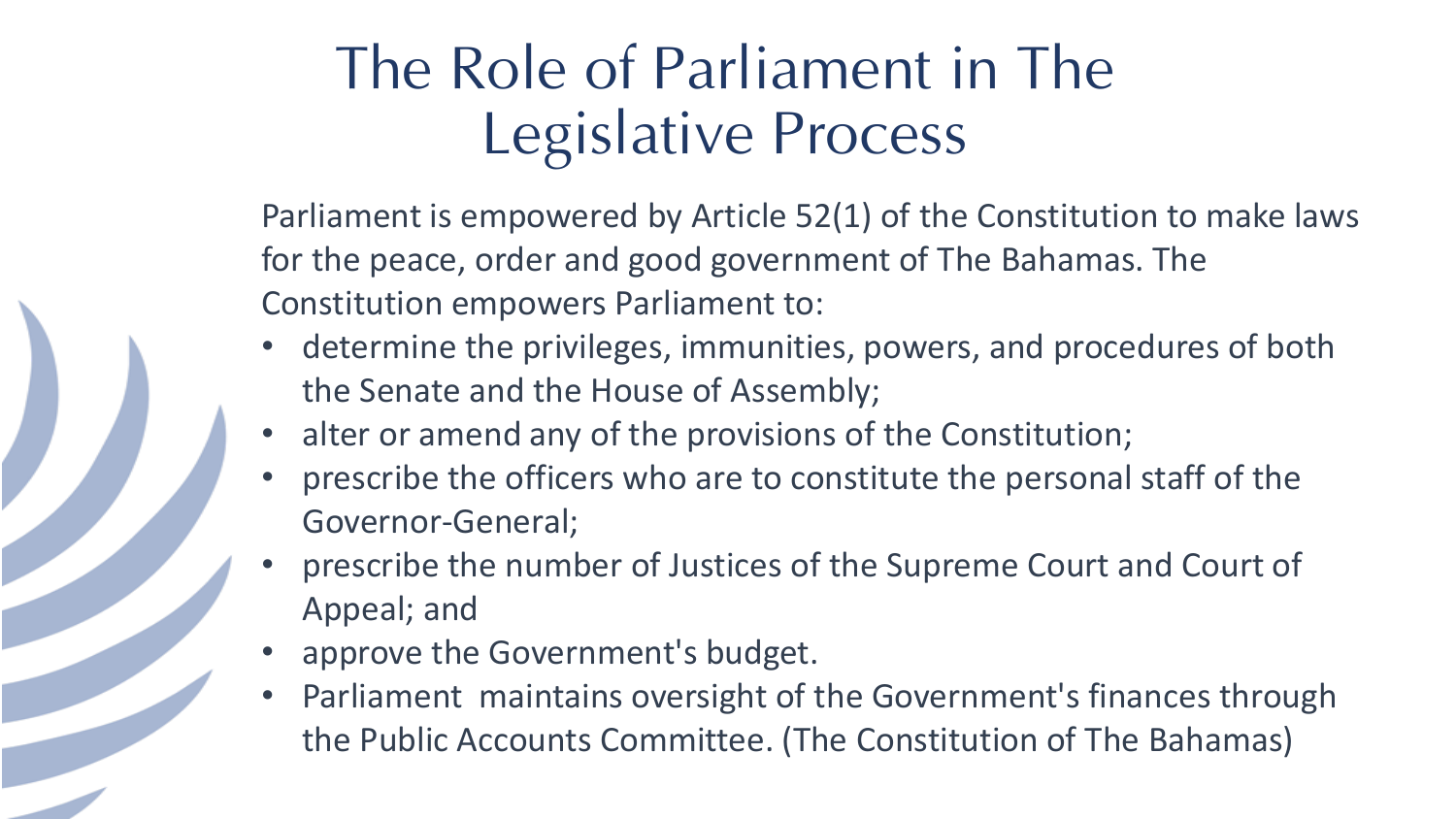# The Role of Parliament in The Legislative Process

Parliament is empowered by Article 52(1) of the Constitution to make laws for the peace, order and good government of The Bahamas. The Constitution empowers Parliament to:

- determine the privileges, immunities, powers, and procedures of both the Senate and the House of Assembly;
- alter or amend any of the provisions of the Constitution;
- prescribe the officers who are to constitute the personal staff of the Governor-General;
- prescribe the number of Justices of the Supreme Court and Court of Appeal; and
- approve the Government's budget.
- Parliament maintains oversight of the Government's finances through the Public Accounts Committee. (The Constitution of The Bahamas)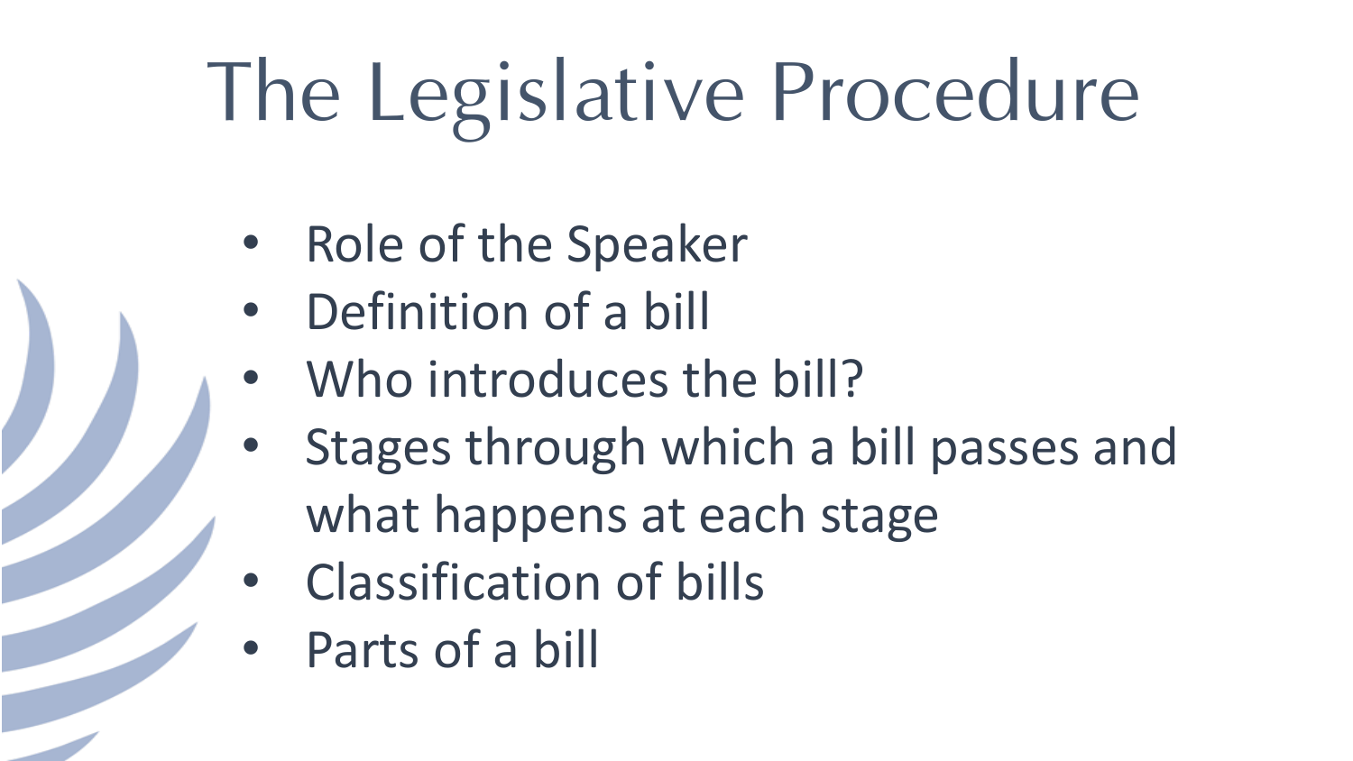# The Legislative Procedure

- Role of the Speaker
- Definition of a bill
- Who introduces the bill?
- Stages through which a bill passes and what happens at each stage
- Classification of bills
- Parts of a bill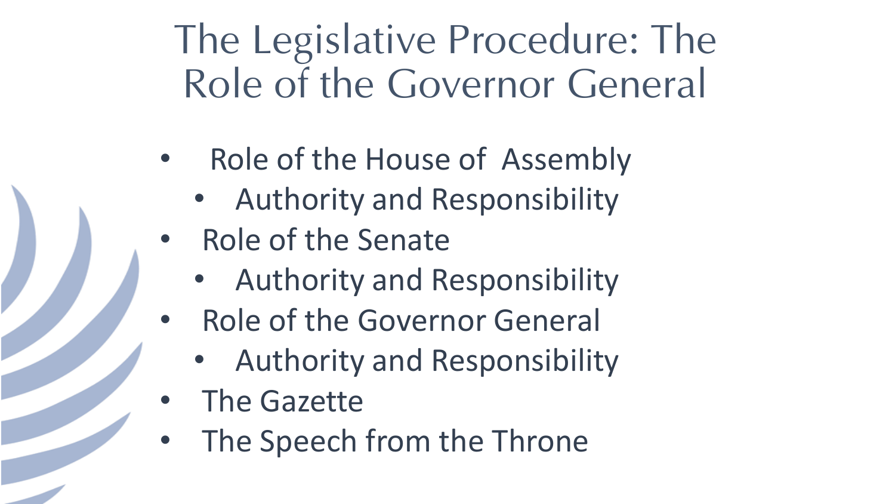# The Legislative Procedure: The Role of the Governor General

- Role of the House of Assembly
  - Authority and Responsibility
- Role of the Senate
  - Authority and Responsibility
- Role of the Governor General
  - Authority and Responsibility
- The Gazette
- The Speech from the Throne